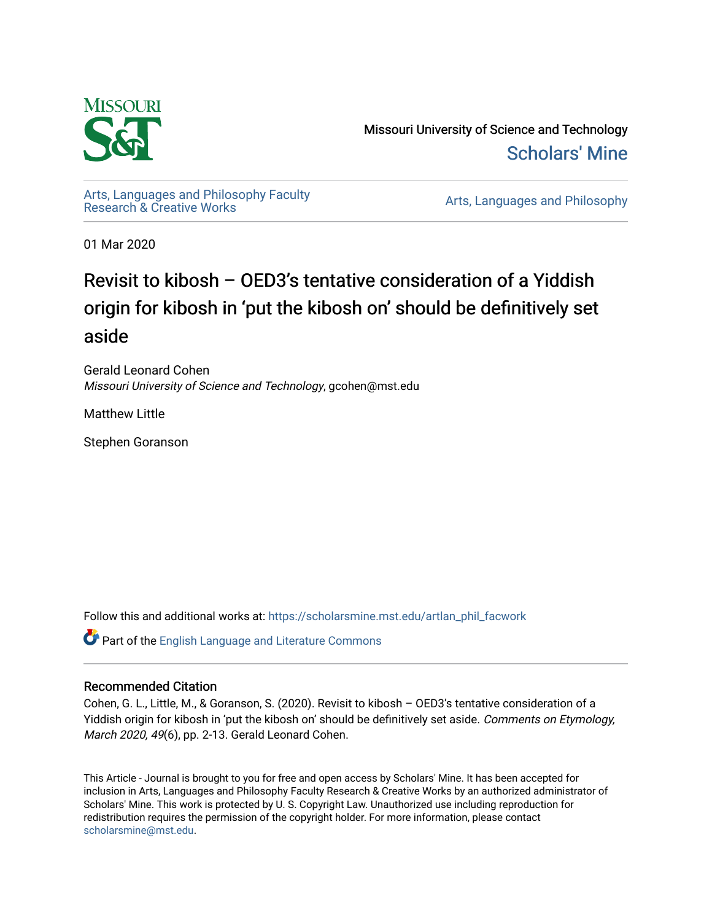Missouri University of Science and Technology

Scholars' Mine

Arts, Languages and Philosophy Faculty Research & Creative Works

Arts, Languages and Philosophy

01 Mar 2020

# Revisit to kibosh – OED3's tentative consideration of a Yiddish origin for kibosh in 'put the kibosh on' should be definitively set aside

Gerald Leonard Cohen
*Missouri University of Science and Technology*, gcohen@mst.edu

Matthew Little

Stephen Goranson

Follow this and additional works at: https://scholarsmine.mst.edu/artlan_phil_facwork

Part of the English Language and Literature Commons

## Recommended Citation

Cohen, G. L., Little, M., & Goranson, S. (2020). Revisit to kibosh – OED3's tentative consideration of a Yiddish origin for kibosh in 'put the kibosh on' should be definitively set aside. *Comments on Etymology, March 2020, 49*(6), pp. 2-13. Gerald Leonard Cohen.

This Article - Journal is brought to you for free and open access by Scholars' Mine. It has been accepted for inclusion in Arts, Languages and Philosophy Faculty Research & Creative Works by an authorized administrator of Scholars' Mine. This work is protected by U. S. Copyright Law. Unauthorized use including reproduction for redistribution requires the permission of the copyright holder. For more information, please contact scholarsmine@mst.edu.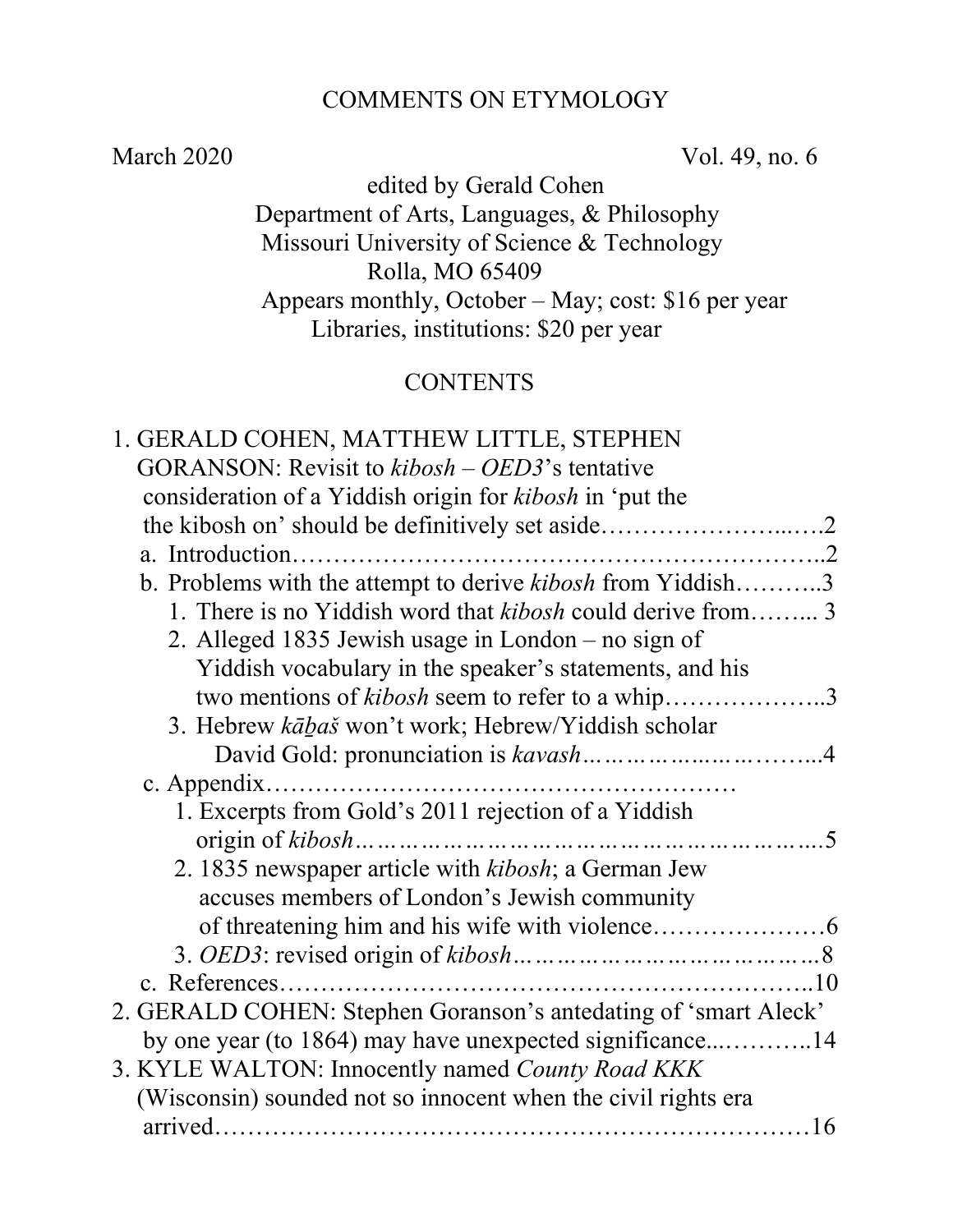# COMMENTS ON ETYMOLOGY

March 2020 Vol. 49, no. 6

edited by Gerald Cohen
Department of Arts, Languages, & Philosophy
Missouri University of Science & Technology
Rolla, MO 65409
Appears monthly, October – May; cost: $16 per year
Libraries, institutions: $20 per year

## CONTENTS

1. GERALD COHEN, MATTHEW LITTLE, STEPHEN GORANSON: Revisit to *kibosh* – *OED3*'s tentative consideration of a Yiddish origin for *kibosh* in 'put the the kibosh on' should be definitively set aside……………………...….2
   - a. Introduction……………………………………………………..2
   - b. Problems with the attempt to derive *kibosh* from Yiddish………..3
     1. There is no Yiddish word that *kibosh* could derive from……... 3
     2. Alleged 1835 Jewish usage in London – no sign of Yiddish vocabulary in the speaker's statements, and his two mentions of *kibosh* seem to refer to a whip………………..3
     3. Hebrew *kāḇaš* won't work; Hebrew/Yiddish scholar David Gold: pronunciation is *kavash*……………..……..……...4
   - c. Appendix………………………………………………
     1. Excerpts from Gold's 2011 rejection of a Yiddish origin of *kibosh*……………………………………………………….5
     2. 1835 newspaper article with *kibosh*; a German Jew accuses members of London's Jewish community of threatening him and his wife with violence…………………6
     3. *OED3*: revised origin of *kibosh*…………………………………...8
   - c. References………………………………………………………..10
2. GERALD COHEN: Stephen Goranson's antedating of 'smart Aleck' by one year (to 1864) may have unexpected significance...………..14
3. KYLE WALTON: Innocently named *County Road KKK* (Wisconsin) sounded not so innocent when the civil rights era arrived……………………………………………………………16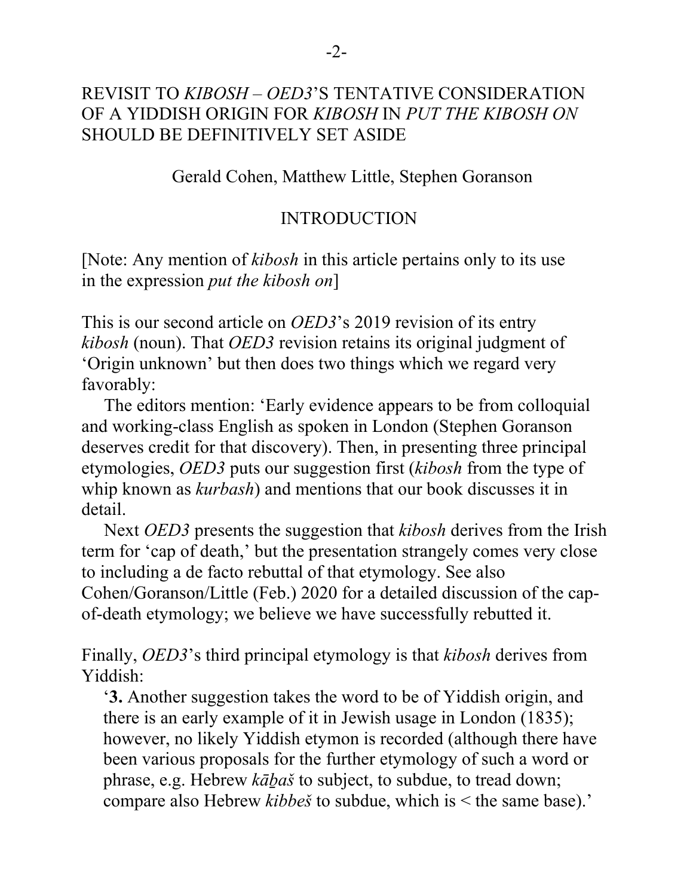REVISIT TO *KIBOSH* – *OED3*'S TENTATIVE CONSIDERATION OF A YIDDISH ORIGIN FOR *KIBOSH* IN *PUT THE KIBOSH ON* SHOULD BE DEFINITIVELY SET ASIDE

Gerald Cohen, Matthew Little, Stephen Goranson

## INTRODUCTION

[Note: Any mention of *kibosh* in this article pertains only to its use in the expression *put the kibosh on*]

This is our second article on *OED3*'s 2019 revision of its entry *kibosh* (noun). That *OED3* revision retains its original judgment of 'Origin unknown' but then does two things which we regard very favorably:

The editors mention: 'Early evidence appears to be from colloquial and working-class English as spoken in London (Stephen Goranson deserves credit for that discovery). Then, in presenting three principal etymologies, *OED3* puts our suggestion first (*kibosh* from the type of whip known as *kurbash*) and mentions that our book discusses it in detail.

Next *OED3* presents the suggestion that *kibosh* derives from the Irish term for 'cap of death,' but the presentation strangely comes very close to including a de facto rebuttal of that etymology. See also Cohen/Goranson/Little (Feb.) 2020 for a detailed discussion of the cap-of-death etymology; we believe we have successfully rebutted it.

Finally, *OED3*'s third principal etymology is that *kibosh* derives from Yiddish:

'**3.** Another suggestion takes the word to be of Yiddish origin, and there is an early example of it in Jewish usage in London (1835); however, no likely Yiddish etymon is recorded (although there have been various proposals for the further etymology of such a word or phrase, e.g. Hebrew *kāḇaš* to subject, to subdue, to tread down; compare also Hebrew *kibbeš* to subdue, which is < the same base).'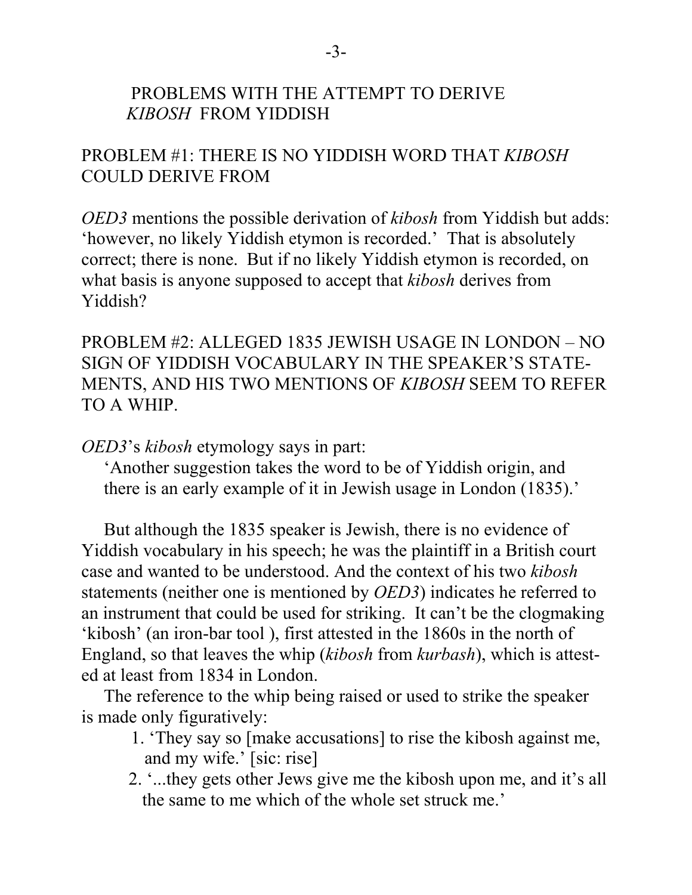## PROBLEMS WITH THE ATTEMPT TO DERIVE *KIBOSH* FROM YIDDISH

### PROBLEM #1: THERE IS NO YIDDISH WORD THAT *KIBOSH* COULD DERIVE FROM

*OED3* mentions the possible derivation of *kibosh* from Yiddish but adds: 'however, no likely Yiddish etymon is recorded.' That is absolutely correct; there is none. But if no likely Yiddish etymon is recorded, on what basis is anyone supposed to accept that *kibosh* derives from Yiddish?

### PROBLEM #2: ALLEGED 1835 JEWISH USAGE IN LONDON – NO SIGN OF YIDDISH VOCABULARY IN THE SPEAKER'S STATEMENTS, AND HIS TWO MENTIONS OF *KIBOSH* SEEM TO REFER TO A WHIP.

*OED3*'s *kibosh* etymology says in part:

> 'Another suggestion takes the word to be of Yiddish origin, and there is an early example of it in Jewish usage in London (1835).'

But although the 1835 speaker is Jewish, there is no evidence of Yiddish vocabulary in his speech; he was the plaintiff in a British court case and wanted to be understood. And the context of his two *kibosh* statements (neither one is mentioned by *OED3*) indicates he referred to an instrument that could be used for striking. It can't be the clogmaking 'kibosh' (an iron-bar tool ), first attested in the 1860s in the north of England, so that leaves the whip (*kibosh* from *kurbash*), which is attested at least from 1834 in London.

The reference to the whip being raised or used to strike the speaker is made only figuratively:

1. 'They say so [make accusations] to rise the kibosh against me, and my wife.' [sic: rise]
2. '...they gets other Jews give me the kibosh upon me, and it's all the same to me which of the whole set struck me.'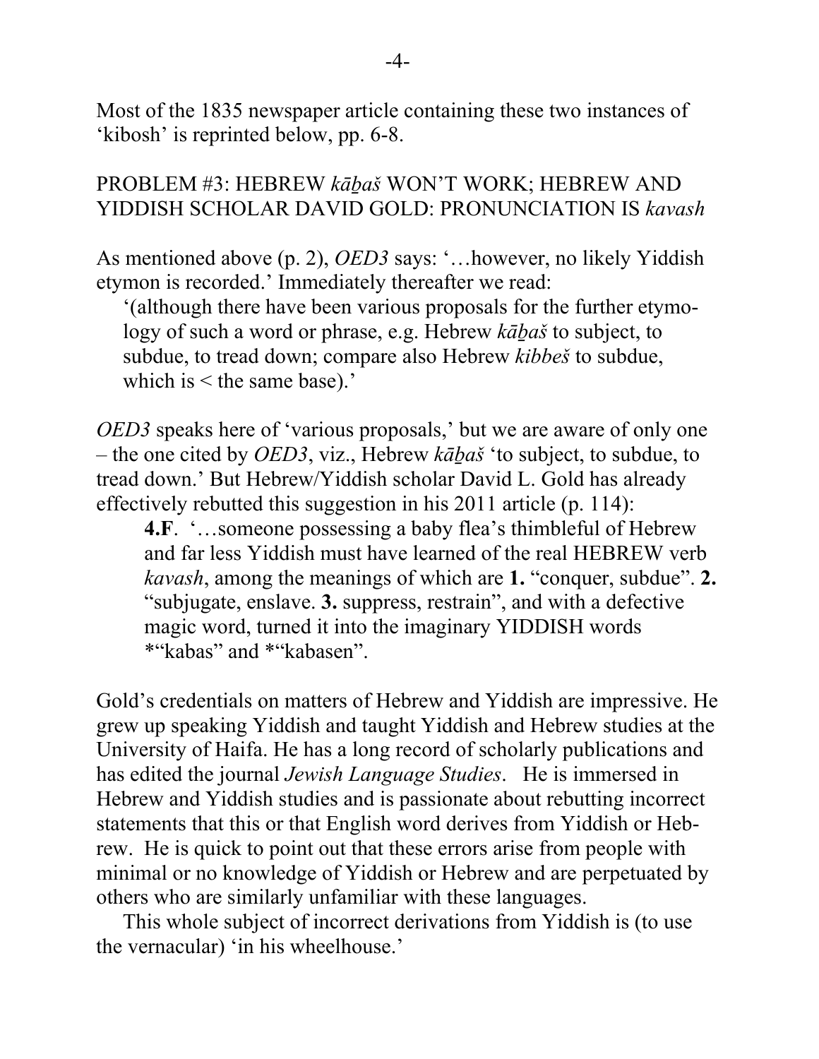Most of the 1835 newspaper article containing these two instances of 'kibosh' is reprinted below, pp. 6-8.

## PROBLEM #3: HEBREW *kāḇaš* WON'T WORK; HEBREW AND YIDDISH SCHOLAR DAVID GOLD: PRONUNCIATION IS *kavash*

As mentioned above (p. 2), *OED3* says: '…however, no likely Yiddish etymon is recorded.' Immediately thereafter we read:

> '(although there have been various proposals for the further etymology of such a word or phrase, e.g. Hebrew *kāḇaš* to subject, to subdue, to tread down; compare also Hebrew *kibbeš* to subdue, which is < the same base).'

*OED3* speaks here of 'various proposals,' but we are aware of only one – the one cited by *OED3*, viz., Hebrew *kāḇaš* 'to subject, to subdue, to tread down.' But Hebrew/Yiddish scholar David L. Gold has already effectively rebutted this suggestion in his 2011 article (p. 114):

> **4.F**. '…someone possessing a baby flea's thimbleful of Hebrew and far less Yiddish must have learned of the real HEBREW verb *kavash*, among the meanings of which are **1.** "conquer, subdue". **2.** "subjugate, enslave. **3.** suppress, restrain", and with a defective magic word, turned it into the imaginary YIDDISH words *"kabas" and *"kabasen".

Gold's credentials on matters of Hebrew and Yiddish are impressive. He grew up speaking Yiddish and taught Yiddish and Hebrew studies at the University of Haifa. He has a long record of scholarly publications and has edited the journal *Jewish Language Studies*. He is immersed in Hebrew and Yiddish studies and is passionate about rebutting incorrect statements that this or that English word derives from Yiddish or Hebrew. He is quick to point out that these errors arise from people with minimal or no knowledge of Yiddish or Hebrew and are perpetuated by others who are similarly unfamiliar with these languages.

This whole subject of incorrect derivations from Yiddish is (to use the vernacular) 'in his wheelhouse.'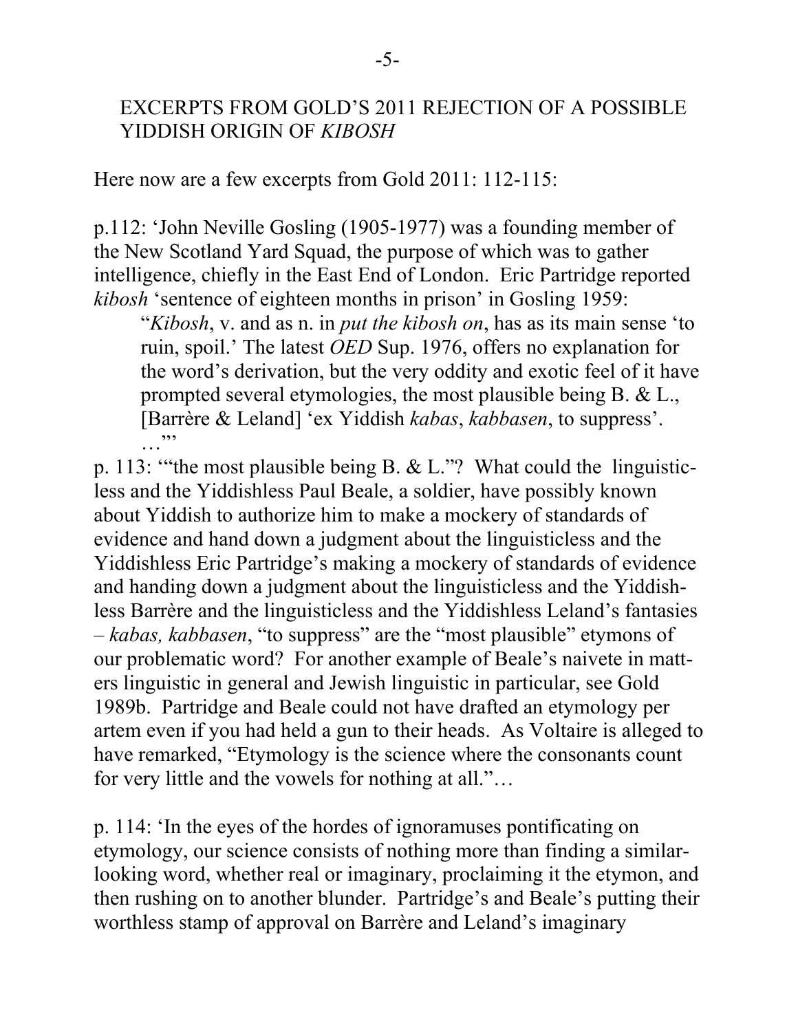## EXCERPTS FROM GOLD'S 2011 REJECTION OF A POSSIBLE YIDDISH ORIGIN OF *KIBOSH*

Here now are a few excerpts from Gold 2011: 112-115:

p.112: 'John Neville Gosling (1905-1977) was a founding member of the New Scotland Yard Squad, the purpose of which was to gather intelligence, chiefly in the East End of London. Eric Partridge reported *kibosh* 'sentence of eighteen months in prison' in Gosling 1959:

> "*Kibosh*, v. and as n. in *put the kibosh on*, has as its main sense 'to ruin, spoil.' The latest *OED* Sup. 1976, offers no explanation for the word's derivation, but the very oddity and exotic feel of it have prompted several etymologies, the most plausible being B. & L., [Barrère & Leland] 'ex Yiddish *kabas*, *kabbasen*, to suppress'. …"'

p. 113: '"the most plausible being B. & L."? What could the linguisticless and the Yiddishless Paul Beale, a soldier, have possibly known about Yiddish to authorize him to make a mockery of standards of evidence and hand down a judgment about the linguisticless and the Yiddishless Eric Partridge's making a mockery of standards of evidence and handing down a judgment about the linguisticless and the Yiddishless Barrère and the linguisticless and the Yiddishless Leland's fantasies – *kabas, kabbasen*, "to suppress" are the "most plausible" etymons of our problematic word? For another example of Beale's naivete in matters linguistic in general and Jewish linguistic in particular, see Gold 1989b. Partridge and Beale could not have drafted an etymology per artem even if you had held a gun to their heads. As Voltaire is alleged to have remarked, "Etymology is the science where the consonants count for very little and the vowels for nothing at all."…

p. 114: 'In the eyes of the hordes of ignoramuses pontificating on etymology, our science consists of nothing more than finding a similar-looking word, whether real or imaginary, proclaiming it the etymon, and then rushing on to another blunder. Partridge's and Beale's putting their worthless stamp of approval on Barrère and Leland's imaginary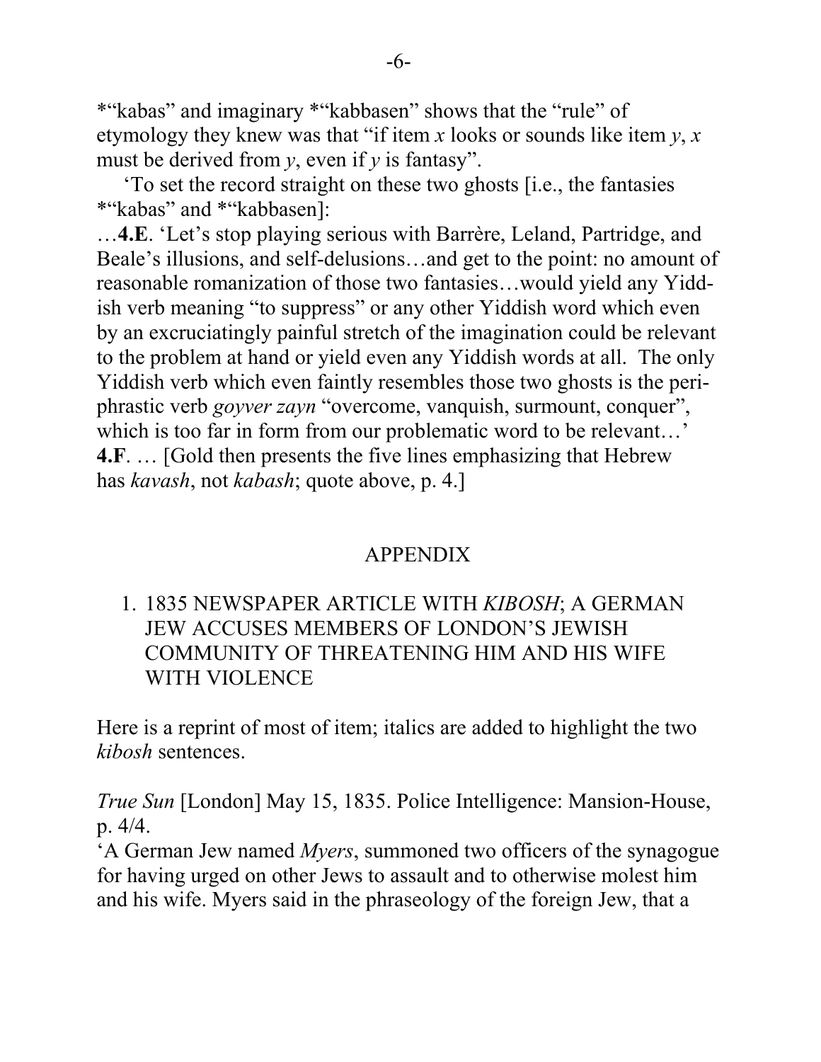*“kabas” and imaginary *“kabbasen” shows that the “rule” of etymology they knew was that “if item *x* looks or sounds like item *y*, *x* must be derived from *y*, even if *y* is fantasy”.

‘To set the record straight on these two ghosts [i.e., the fantasies *“kabas” and *“kabbasen]:

…**4.E**. ‘Let’s stop playing serious with Barrère, Leland, Partridge, and Beale’s illusions, and self-delusions…and get to the point: no amount of reasonable romanization of those two fantasies…would yield any Yiddish verb meaning “to suppress” or any other Yiddish word which even by an excruciatingly painful stretch of the imagination could be relevant to the problem at hand or yield even any Yiddish words at all. The only Yiddish verb which even faintly resembles those two ghosts is the periphrastic verb *goyver zayn* “overcome, vanquish, surmount, conquer”, which is too far in form from our problematic word to be relevant…’

**4.F**. … [Gold then presents the five lines emphasizing that Hebrew has *kavash*, not *kabash*; quote above, p. 4.]

## APPENDIX

1. 1835 NEWSPAPER ARTICLE WITH *KIBOSH*; A GERMAN JEW ACCUSES MEMBERS OF LONDON’S JEWISH COMMUNITY OF THREATENING HIM AND HIS WIFE WITH VIOLENCE

Here is a reprint of most of item; italics are added to highlight the two *kibosh* sentences.

*True Sun* [London] May 15, 1835. Police Intelligence: Mansion-House, p. 4/4.

‘A German Jew named *Myers*, summoned two officers of the synagogue for having urged on other Jews to assault and to otherwise molest him and his wife. Myers said in the phraseology of the foreign Jew, that a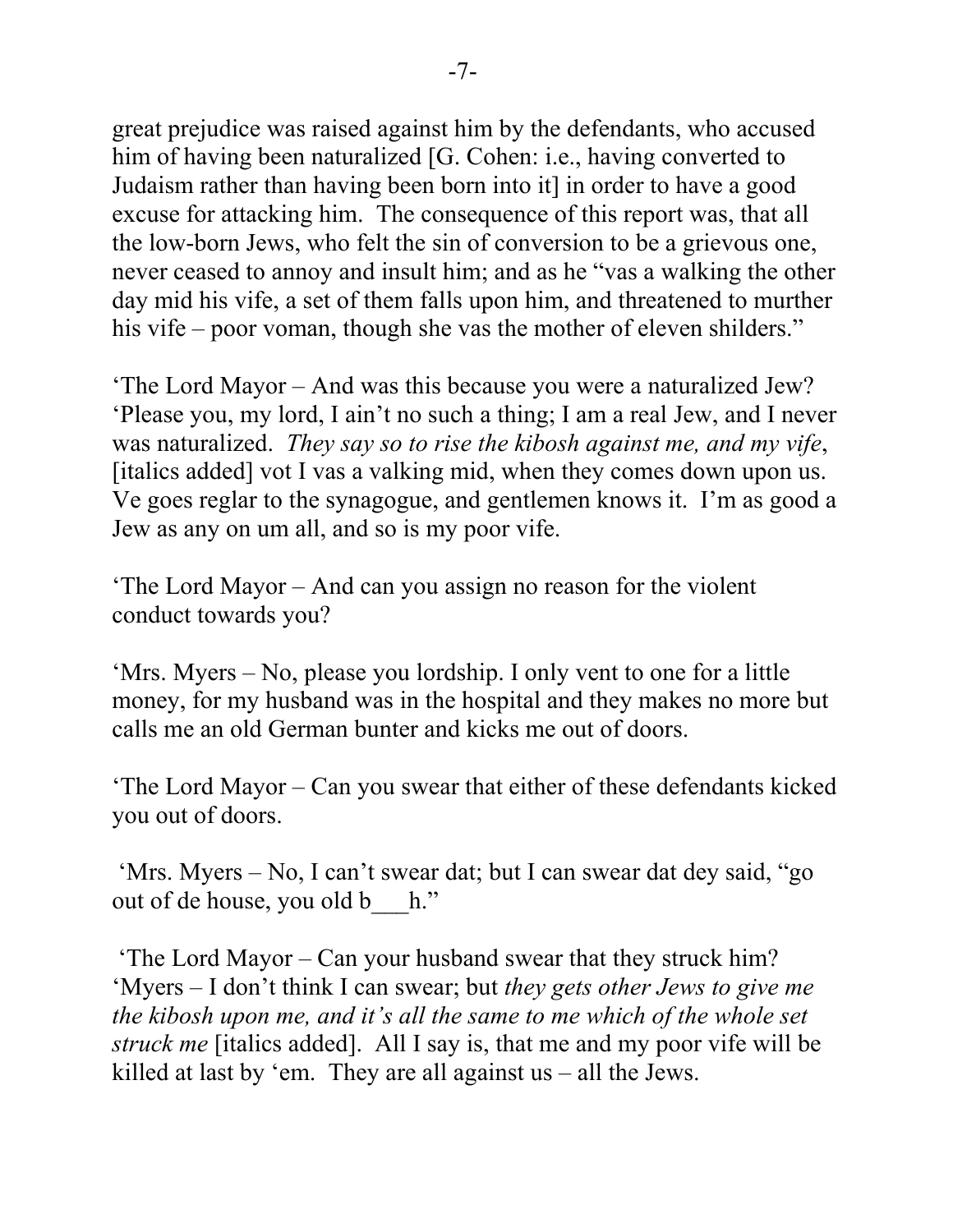great prejudice was raised against him by the defendants, who accused him of having been naturalized [G. Cohen: i.e., having converted to Judaism rather than having been born into it] in order to have a good excuse for attacking him. The consequence of this report was, that all the low-born Jews, who felt the sin of conversion to be a grievous one, never ceased to annoy and insult him; and as he "vas a walking the other day mid his vife, a set of them falls upon him, and threatened to murther his vife – poor voman, though she vas the mother of eleven shilders."

'The Lord Mayor – And was this because you were a naturalized Jew?
'Please you, my lord, I ain't no such a thing; I am a real Jew, and I never was naturalized. *They say so to rise the kibosh against me, and my vife*, [italics added] vot I vas a valking mid, when they comes down upon us. Ve goes reglar to the synagogue, and gentlemen knows it. I'm as good a Jew as any on um all, and so is my poor vife.

'The Lord Mayor – And can you assign no reason for the violent conduct towards you?

'Mrs. Myers – No, please you lordship. I only vent to one for a little money, for my husband was in the hospital and they makes no more but calls me an old German bunter and kicks me out of doors.

'The Lord Mayor – Can you swear that either of these defendants kicked you out of doors.

'Mrs. Myers – No, I can't swear dat; but I can swear dat dey said, "go out of de house, you old b___h."

'The Lord Mayor – Can your husband swear that they struck him?
'Myers – I don't think I can swear; but *they gets other Jews to give me the kibosh upon me, and it's all the same to me which of the whole set struck me* [italics added]. All I say is, that me and my poor vife will be killed at last by 'em. They are all against us – all the Jews.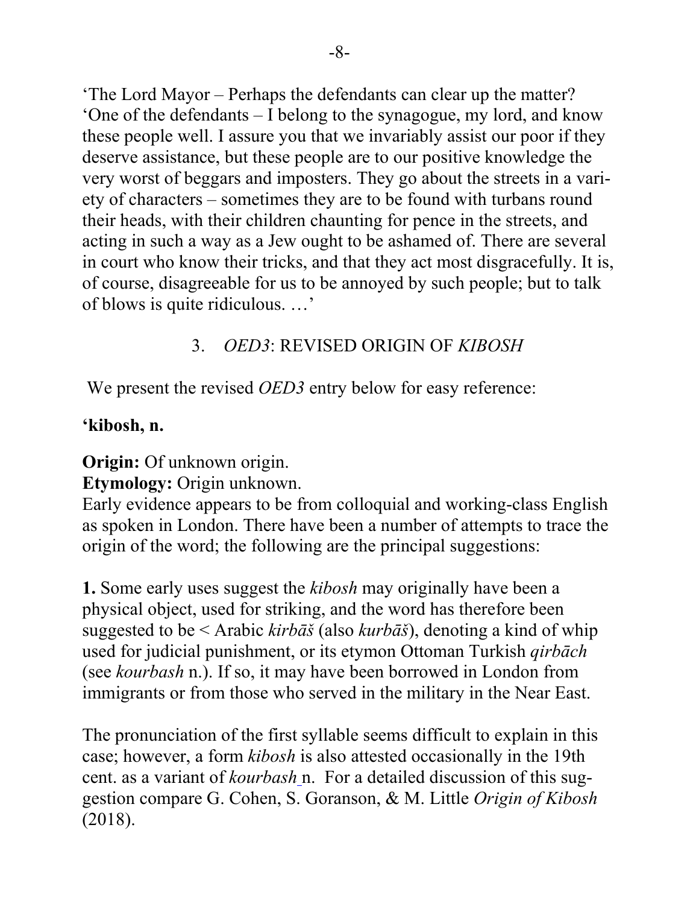‘The Lord Mayor – Perhaps the defendants can clear up the matter?
‘One of the defendants – I belong to the synagogue, my lord, and know these people well. I assure you that we invariably assist our poor if they deserve assistance, but these people are to our positive knowledge the very worst of beggars and imposters. They go about the streets in a variety of characters – sometimes they are to be found with turbans round their heads, with their children chaunting for pence in the streets, and acting in such a way as a Jew ought to be ashamed of. There are several in court who know their tricks, and that they act most disgracefully. It is, of course, disagreeable for us to be annoyed by such people; but to talk of blows is quite ridiculous. …’

## 3. *OED3*: REVISED ORIGIN OF *KIBOSH*

We present the revised *OED3* entry below for easy reference:

**‘kibosh, n.**

**Origin:** Of unknown origin.
**Etymology:** Origin unknown.
Early evidence appears to be from colloquial and working-class English as spoken in London. There have been a number of attempts to trace the origin of the word; the following are the principal suggestions:

**1.** Some early uses suggest the *kibosh* may originally have been a physical object, used for striking, and the word has therefore been suggested to be < Arabic *kirbāš* (also *kurbāš*), denoting a kind of whip used for judicial punishment, or its etymon Ottoman Turkish *qirbāch* (see *kourbash* n.). If so, it may have been borrowed in London from immigrants or from those who served in the military in the Near East.

The pronunciation of the first syllable seems difficult to explain in this case; however, a form *kibosh* is also attested occasionally in the 19th cent. as a variant of *kourbash* n. For a detailed discussion of this suggestion compare G. Cohen, S. Goranson, & M. Little *Origin of Kibosh* (2018).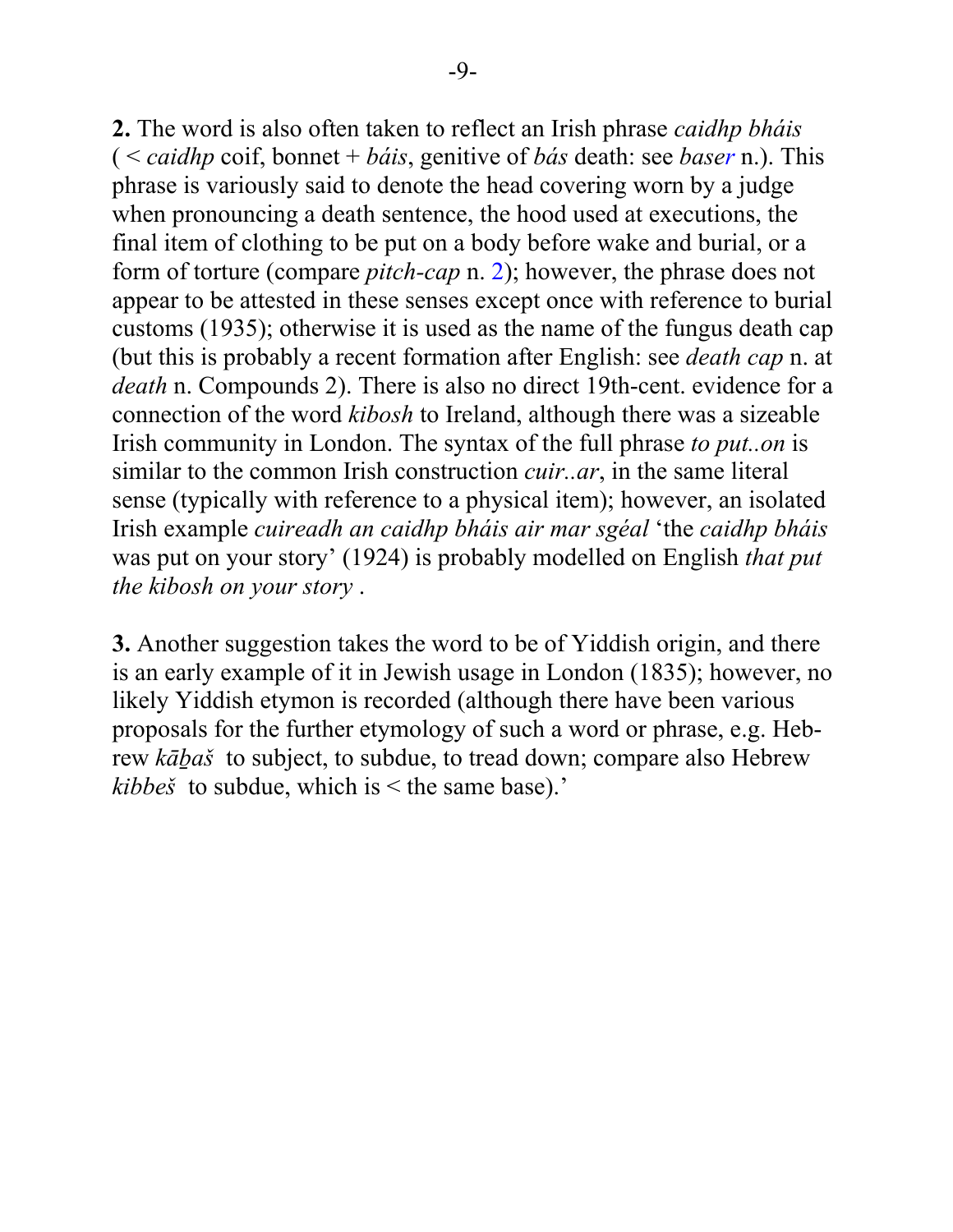**2.** The word is also often taken to reflect an Irish phrase *caidhp bháis* ( < *caidhp* coif, bonnet + *báis*, genitive of *bás* death: see *baser* n.). This phrase is variously said to denote the head covering worn by a judge when pronouncing a death sentence, the hood used at executions, the final item of clothing to be put on a body before wake and burial, or a form of torture (compare *pitch-cap* n. 2); however, the phrase does not appear to be attested in these senses except once with reference to burial customs (1935); otherwise it is used as the name of the fungus death cap (but this is probably a recent formation after English: see *death cap* n. at *death* n. Compounds 2). There is also no direct 19th-cent. evidence for a connection of the word *kibosh* to Ireland, although there was a sizeable Irish community in London. The syntax of the full phrase *to put..on* is similar to the common Irish construction *cuir..ar*, in the same literal sense (typically with reference to a physical item); however, an isolated Irish example *cuireadh an caidhp bháis air mar sgéal* 'the *caidhp bháis* was put on your story' (1924) is probably modelled on English *that put the kibosh on your story* .

**3.** Another suggestion takes the word to be of Yiddish origin, and there is an early example of it in Jewish usage in London (1835); however, no likely Yiddish etymon is recorded (although there have been various proposals for the further etymology of such a word or phrase, e.g. Hebrew *kāḇaš* to subject, to subdue, to tread down; compare also Hebrew *kibbeš* to subdue, which is < the same base).'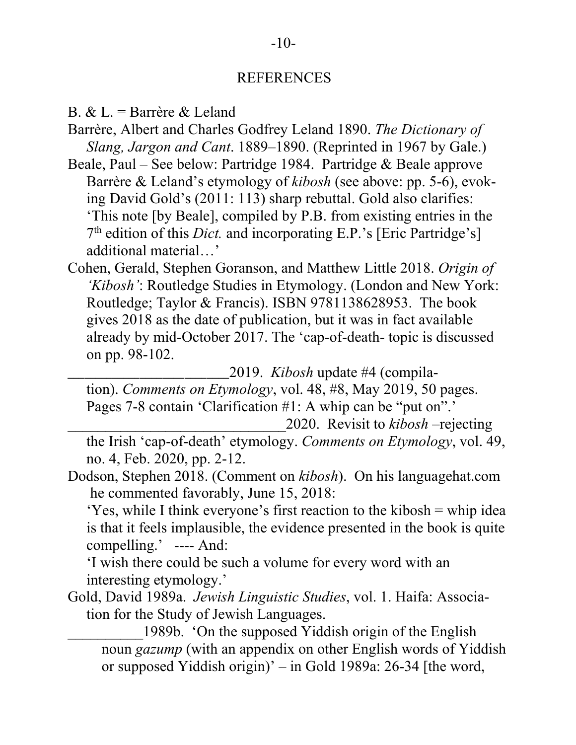## REFERENCES

B. & L. = Barrère & Leland

Barrère, Albert and Charles Godfrey Leland 1890. *The Dictionary of Slang, Jargon and Cant*. 1889–1890. (Reprinted in 1967 by Gale.)

Beale, Paul – See below: Partridge 1984. Partridge & Beale approve Barrère & Leland's etymology of *kibosh* (see above: pp. 5-6), evoking David Gold's (2011: 113) sharp rebuttal. Gold also clarifies: 'This note [by Beale], compiled by P.B. from existing entries in the 7th edition of this *Dict.* and incorporating E.P.'s [Eric Partridge's] additional material…'

Cohen, Gerald, Stephen Goranson, and Matthew Little 2018. *Origin of 'Kibosh'*: Routledge Studies in Etymology. (London and New York: Routledge; Taylor & Francis). ISBN 9781138628953. The book gives 2018 as the date of publication, but it was in fact available already by mid-October 2017. The 'cap-of-death- topic is discussed on pp. 98-102.

______________________2019. *Kibosh* update #4 (compilation). *Comments on Etymology*, vol. 48, #8, May 2019, 50 pages. Pages 7-8 contain 'Clarification #1: A whip can be "put on".'

______________________________2020. Revisit to *kibosh* –rejecting the Irish 'cap-of-death' etymology. *Comments on Etymology*, vol. 49, no. 4, Feb. 2020, pp. 2-12.

Dodson, Stephen 2018. (Comment on *kibosh*). On his languagehat.com he commented favorably, June 15, 2018:

'Yes, while I think everyone's first reaction to the kibosh = whip idea is that it feels implausible, the evidence presented in the book is quite compelling.' ---- And:

'I wish there could be such a volume for every word with an interesting etymology.'

Gold, David 1989a. *Jewish Linguistic Studies*, vol. 1. Haifa: Association for the Study of Jewish Languages.

__________1989b. 'On the supposed Yiddish origin of the English noun *gazump* (with an appendix on other English words of Yiddish or supposed Yiddish origin)' – in Gold 1989a: 26-34 [the word,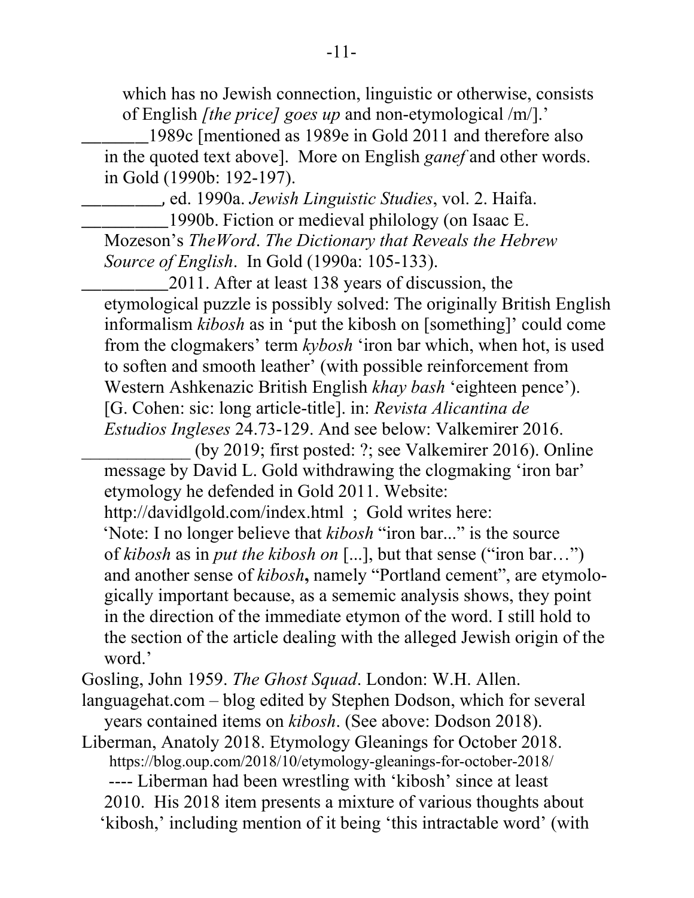which has no Jewish connection, linguistic or otherwise, consists of English *[the price] goes up* and non-etymological /m/].'

_______1989c [mentioned as 1989e in Gold 2011 and therefore also in the quoted text above]. More on English *ganef* and other words. in Gold (1990b: 192-197).

_________, ed. 1990a. *Jewish Linguistic Studies*, vol. 2. Haifa.

_________1990b. Fiction or medieval philology (on Isaac E. Mozeson's *TheWord*. *The Dictionary that Reveals the Hebrew Source of English*. In Gold (1990a: 105-133).

_________2011. After at least 138 years of discussion, the etymological puzzle is possibly solved: The originally British English informalism *kibosh* as in 'put the kibosh on [something]' could come from the clogmakers' term *kybosh* 'iron bar which, when hot, is used to soften and smooth leather' (with possible reinforcement from Western Ashkenazic British English *khay bash* 'eighteen pence'). [G. Cohen: sic: long article-title]. in: *Revista Alicantina de Estudios Ingleses* 24.73-129. And see below: Valkemirer 2016.

____________ (by 2019; first posted: ?; see Valkemirer 2016). Online message by David L. Gold withdrawing the clogmaking 'iron bar' etymology he defended in Gold 2011. Website: http://davidlgold.com/index.html ; Gold writes here: 'Note: I no longer believe that *kibosh* "iron bar..." is the source of *kibosh* as in *put the kibosh on* [...], but that sense ("iron bar…") and another sense of *kibosh*, namely "Portland cement", are etymologically important because, as a sememic analysis shows, they point in the direction of the immediate etymon of the word. I still hold to the section of the article dealing with the alleged Jewish origin of the word.'

Gosling, John 1959. *The Ghost Squad*. London: W.H. Allen.

languagehat.com – blog edited by Stephen Dodson, which for several years contained items on *kibosh*. (See above: Dodson 2018).

Liberman, Anatoly 2018. Etymology Gleanings for October 2018. https://blog.oup.com/2018/10/etymology-gleanings-for-october-2018/ ---- Liberman had been wrestling with 'kibosh' since at least 2010. His 2018 item presents a mixture of various thoughts about 'kibosh,' including mention of it being 'this intractable word' (with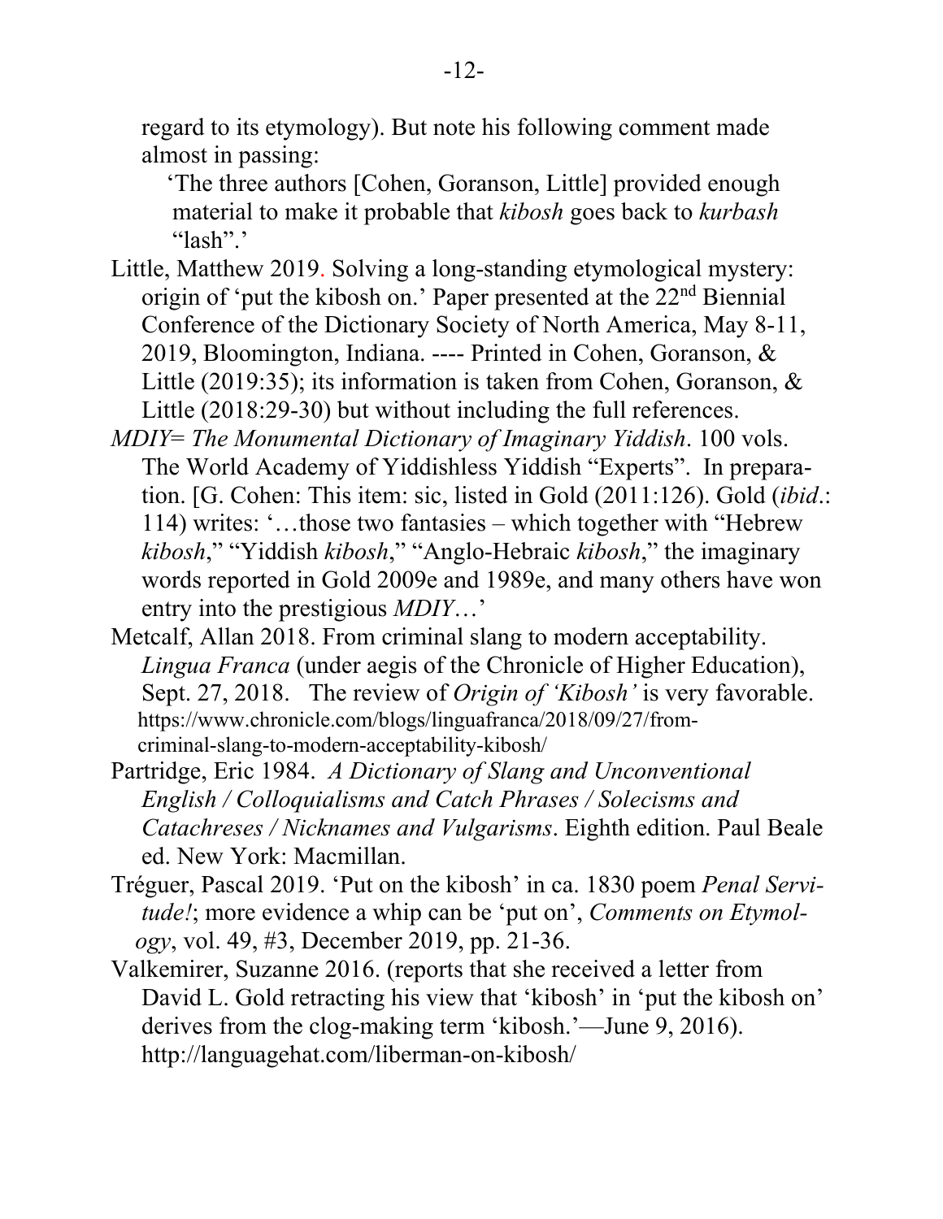regard to its etymology). But note his following comment made almost in passing:

> 'The three authors [Cohen, Goranson, Little] provided enough material to make it probable that *kibosh* goes back to *kurbash* "lash".'

Little, Matthew 2019. Solving a long-standing etymological mystery: origin of 'put the kibosh on.' Paper presented at the 22nd Biennial Conference of the Dictionary Society of North America, May 8-11, 2019, Bloomington, Indiana. ---- Printed in Cohen, Goranson, & Little (2019:35); its information is taken from Cohen, Goranson, & Little (2018:29-30) but without including the full references.

*MDIY*= *The Monumental Dictionary of Imaginary Yiddish*. 100 vols. The World Academy of Yiddishless Yiddish "Experts". In preparation. [G. Cohen: This item: sic, listed in Gold (2011:126). Gold (*ibid*.: 114) writes: '…those two fantasies – which together with "Hebrew *kibosh*," "Yiddish *kibosh*," "Anglo-Hebraic *kibosh*," the imaginary words reported in Gold 2009e and 1989e, and many others have won entry into the prestigious *MDIY*…'

Metcalf, Allan 2018. From criminal slang to modern acceptability. *Lingua Franca* (under aegis of the Chronicle of Higher Education), Sept. 27, 2018. The review of *Origin of 'Kibosh'* is very favorable. https://www.chronicle.com/blogs/linguafranca/2018/09/27/from-criminal-slang-to-modern-acceptability-kibosh/

Partridge, Eric 1984. *A Dictionary of Slang and Unconventional English / Colloquialisms and Catch Phrases / Solecisms and Catachreses / Nicknames and Vulgarisms*. Eighth edition. Paul Beale ed. New York: Macmillan.

Tréguer, Pascal 2019. 'Put on the kibosh' in ca. 1830 poem *Penal Servitude!*; more evidence a whip can be 'put on', *Comments on Etymology*, vol. 49, #3, December 2019, pp. 21-36.

Valkemirer, Suzanne 2016. (reports that she received a letter from David L. Gold retracting his view that 'kibosh' in 'put the kibosh on' derives from the clog-making term 'kibosh.'—June 9, 2016). http://languagehat.com/liberman-on-kibosh/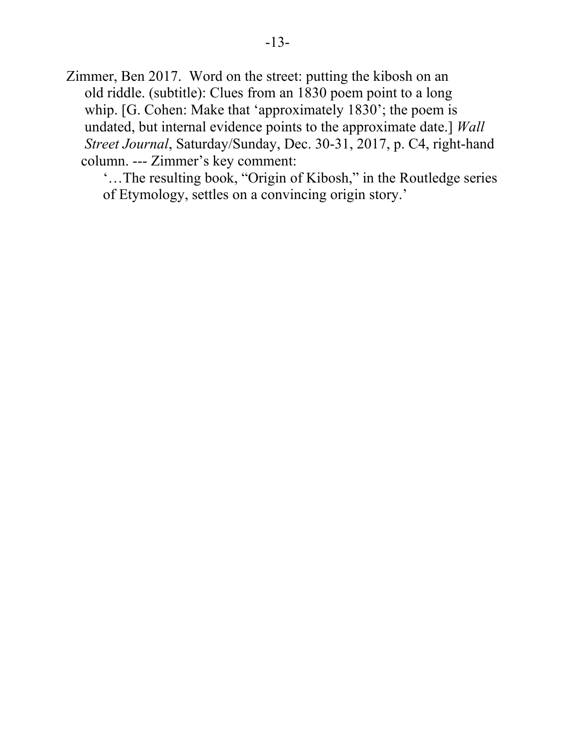Zimmer, Ben 2017. Word on the street: putting the kibosh on an old riddle. (subtitle): Clues from an 1830 poem point to a long whip. [G. Cohen: Make that 'approximately 1830'; the poem is undated, but internal evidence points to the approximate date.] *Wall Street Journal*, Saturday/Sunday, Dec. 30-31, 2017, p. C4, right-hand column. --- Zimmer's key comment:

> '…The resulting book, "Origin of Kibosh," in the Routledge series of Etymology, settles on a convincing origin story.'